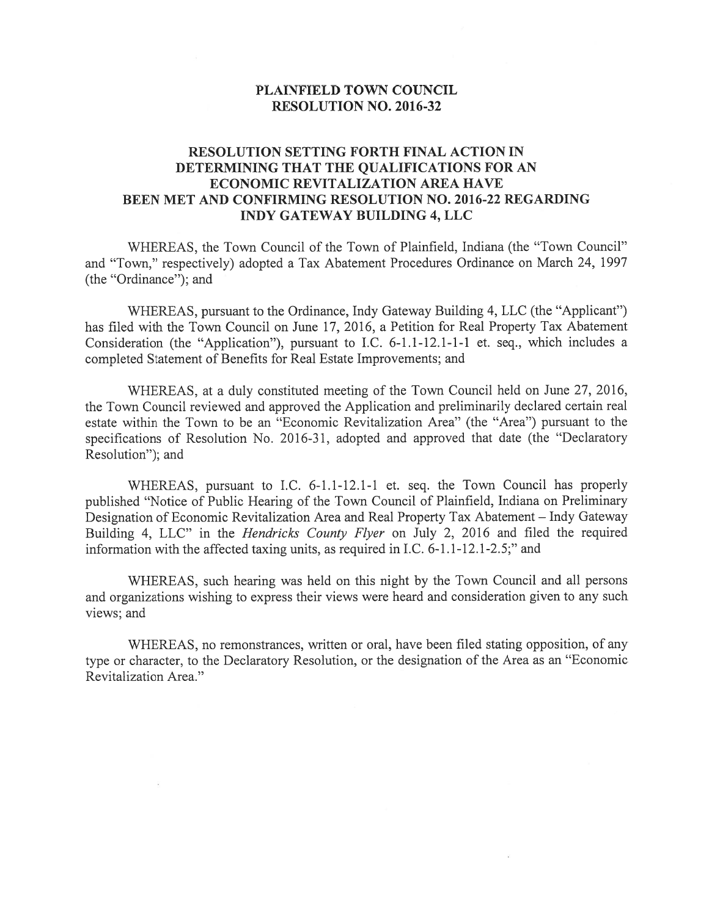# PLAINFIELD TOWN COUNCIL
# RESOLUTION NO. 2016-32

## RESOLUTION SETTING FORTH FINAL ACTION IN DETERMINING THAT THE QUALIFICATIONS FOR AN ECONOMIC REVITALIZATION AREA HAVE BEEN MET AND CONFIRMING RESOLUTION NO. 2016-22 REGARDING INDY GATEWAY BUILDING 4, LLC

WHEREAS, the Town Council of the Town of Plainfield, Indiana (the "Town Council" and "Town," respectively) adopted a Tax Abatement Procedures Ordinance on March 24, 1997 (the "Ordinance"); and

WHEREAS, pursuant to the Ordinance, Indy Gateway Building 4, LLC (the "Applicant") has filed with the Town Council on June 17, 2016, a Petition for Real Property Tax Abatement Consideration (the "Application"), pursuant to I.C. 6-1.1-12.1-1-1 et. seq., which includes a completed Statement of Benefits for Real Estate Improvements; and

WHEREAS, at a duly constituted meeting of the Town Council held on June 27, 2016, the Town Council reviewed and approved the Application and preliminarily declared certain real estate within the Town to be an "Economic Revitalization Area" (the "Area") pursuant to the specifications of Resolution No. 2016-31, adopted and approved that date (the "Declaratory Resolution"); and

WHEREAS, pursuant to I.C. 6-1.1-12.1-1 et. seq. the Town Council has properly published "Notice of Public Hearing of the Town Council of Plainfield, Indiana on Preliminary Designation of Economic Revitalization Area and Real Property Tax Abatement – Indy Gateway Building 4, LLC" in the *Hendricks County Flyer* on July 2, 2016 and filed the required information with the affected taxing units, as required in I.C. 6-1.1-12.1-2.5;" and

WHEREAS, such hearing was held on this night by the Town Council and all persons and organizations wishing to express their views were heard and consideration given to any such views; and

WHEREAS, no remonstrances, written or oral, have been filed stating opposition, of any type or character, to the Declaratory Resolution, or the designation of the Area as an "Economic Revitalization Area."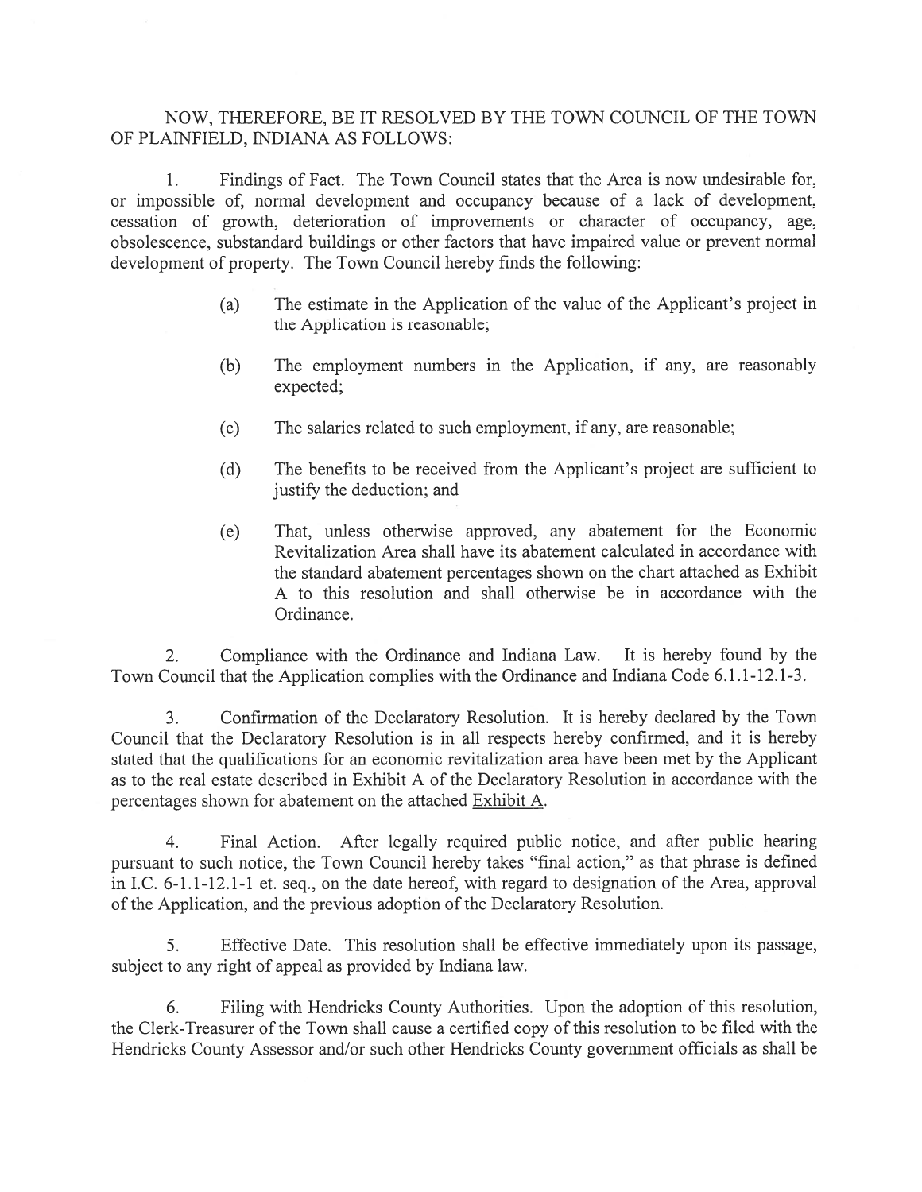NOW, THEREFORE, BE IT RESOLVED BY THE TOWN COUNCIL OF THE TOWN OF PLAINFIELD, INDIANA AS FOLLOWS:

1. Findings of Fact. The Town Council states that the Area is now undesirable for, or impossible of, normal development and occupancy because of a lack of development, cessation of growth, deterioration of improvements or character of occupancy, age, obsolescence, substandard buildings or other factors that have impaired value or prevent normal development of property. The Town Council hereby finds the following:

   (a) The estimate in the Application of the value of the Applicant's project in the Application is reasonable;

   (b) The employment numbers in the Application, if any, are reasonably expected;

   (c) The salaries related to such employment, if any, are reasonable;

   (d) The benefits to be received from the Applicant's project are sufficient to justify the deduction; and

   (e) That, unless otherwise approved, any abatement for the Economic Revitalization Area shall have its abatement calculated in accordance with the standard abatement percentages shown on the chart attached as Exhibit A to this resolution and shall otherwise be in accordance with the Ordinance.

2. Compliance with the Ordinance and Indiana Law. It is hereby found by the Town Council that the Application complies with the Ordinance and Indiana Code 6.1.1-12.1-3.

3. Confirmation of the Declaratory Resolution. It is hereby declared by the Town Council that the Declaratory Resolution is in all respects hereby confirmed, and it is hereby stated that the qualifications for an economic revitalization area have been met by the Applicant as to the real estate described in Exhibit A of the Declaratory Resolution in accordance with the percentages shown for abatement on the attached Exhibit A.

4. Final Action. After legally required public notice, and after public hearing pursuant to such notice, the Town Council hereby takes "final action," as that phrase is defined in I.C. 6-1.1-12.1-1 et. seq., on the date hereof, with regard to designation of the Area, approval of the Application, and the previous adoption of the Declaratory Resolution.

5. Effective Date. This resolution shall be effective immediately upon its passage, subject to any right of appeal as provided by Indiana law.

6. Filing with Hendricks County Authorities. Upon the adoption of this resolution, the Clerk-Treasurer of the Town shall cause a certified copy of this resolution to be filed with the Hendricks County Assessor and/or such other Hendricks County government officials as shall be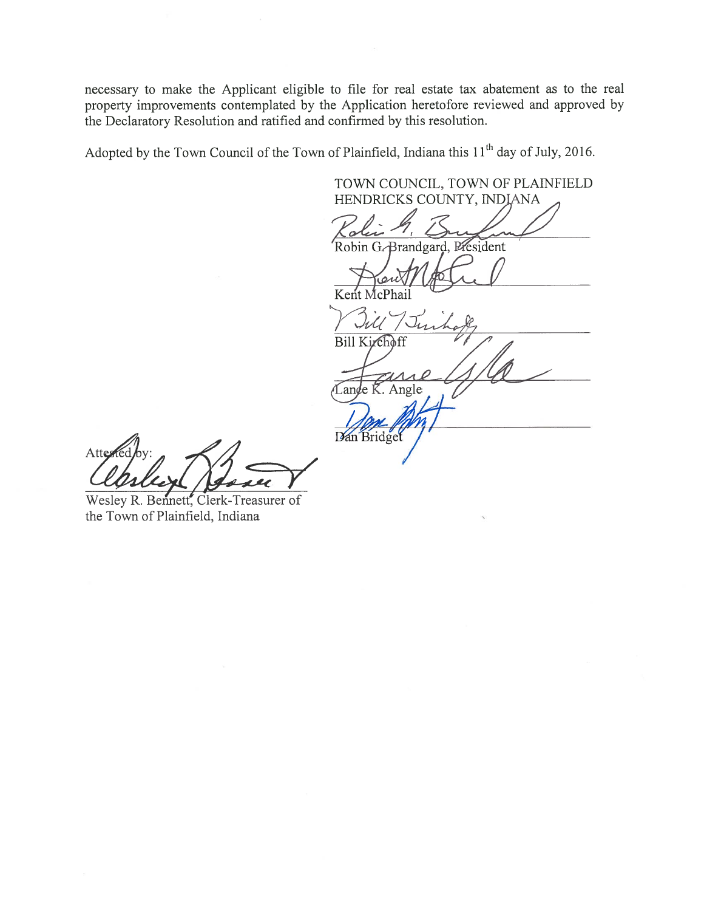necessary to make the Applicant eligible to file for real estate tax abatement as to the real property improvements contemplated by the Application heretofore reviewed and approved by the Declaratory Resolution and ratified and confirmed by this resolution.

Adopted by the Town Council of the Town of Plainfield, Indiana this 11th day of July, 2016.

TOWN COUNCIL, TOWN OF PLAINFIELD
HENDRICKS COUNTY, INDIANA

Robin G. Brandgard, President

Kent McPhail

Bill Kirchoff

Lance K. Angle

Dan Bridget

Attested by:

Wesley R. Bennett, Clerk-Treasurer of
the Town of Plainfield, Indiana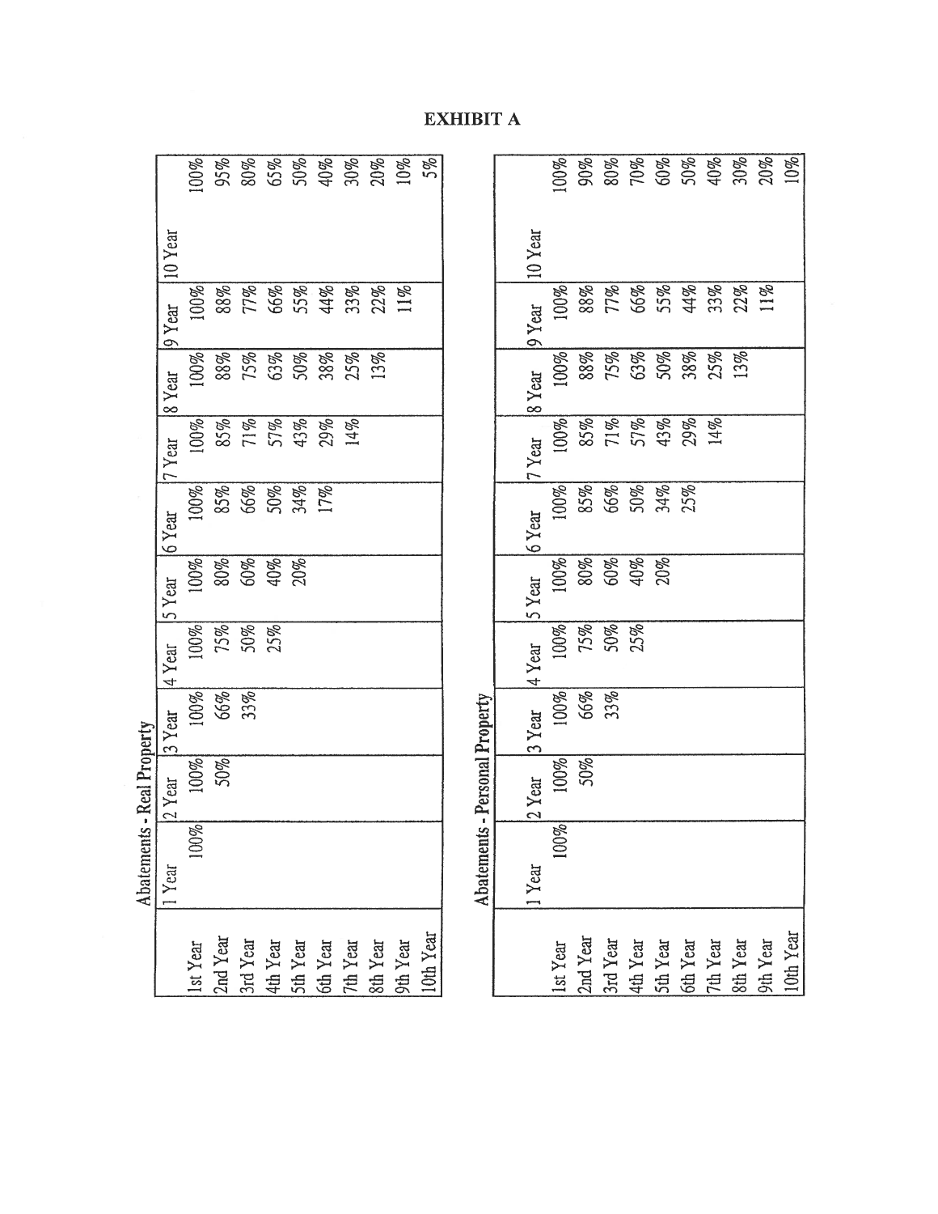# EXHIBIT A

**Abatements - Real Property**

| | 1 Year | 2 Year | 3 Year | 4 Year | 5 Year | 6 Year | 7 Year | 8 Year | 9 Year | 10 Year |
|---|---|---|---|---|---|---|---|---|---|---|
| 1st Year | 100% | 100% | 100% | 100% | 100% | 100% | 100% | 100% | 100% | 100% |
| 2nd Year | | 50% | 66% | 75% | 80% | 85% | 85% | 88% | 88% | 95% |
| 3rd Year | | | 33% | 50% | 60% | 66% | 71% | 75% | 77% | 80% |
| 4th Year | | | | 25% | 40% | 50% | 57% | 63% | 66% | 65% |
| 5th Year | | | | | 20% | 34% | 43% | 50% | 55% | 50% |
| 6th Year | | | | | | 17% | 29% | 38% | 44% | 40% |
| 7th Year | | | | | | | 14% | 25% | 33% | 30% |
| 8th Year | | | | | | | | 13% | 22% | 20% |
| 9th Year | | | | | | | | | 11% | 10% |
| 10th Year | | | | | | | | | | 5% |

**Abatements - Personal Property**

| | 1 Year | 2 Year | 3 Year | 4 Year | 5 Year | 6 Year | 7 Year | 8 Year | 9 Year | 10 Year |
|---|---|---|---|---|---|---|---|---|---|---|
| 1st Year | 100% | 100% | 100% | 100% | 100% | 100% | 100% | 100% | 100% | 100% |
| 2nd Year | | 50% | 66% | 75% | 80% | 85% | 85% | 88% | 88% | 90% |
| 3rd Year | | | 33% | 50% | 60% | 66% | 71% | 75% | 77% | 80% |
| 4th Year | | | | 25% | 40% | 50% | 57% | 63% | 66% | 70% |
| 5th Year | | | | | 20% | 34% | 43% | 50% | 55% | 60% |
| 6th Year | | | | | | 25% | 29% | 38% | 44% | 50% |
| 7th Year | | | | | | | 14% | 25% | 33% | 40% |
| 8th Year | | | | | | | | 13% | 22% | 30% |
| 9th Year | | | | | | | | | 11% | 20% |
| 10th Year | | | | | | | | | | 10% |